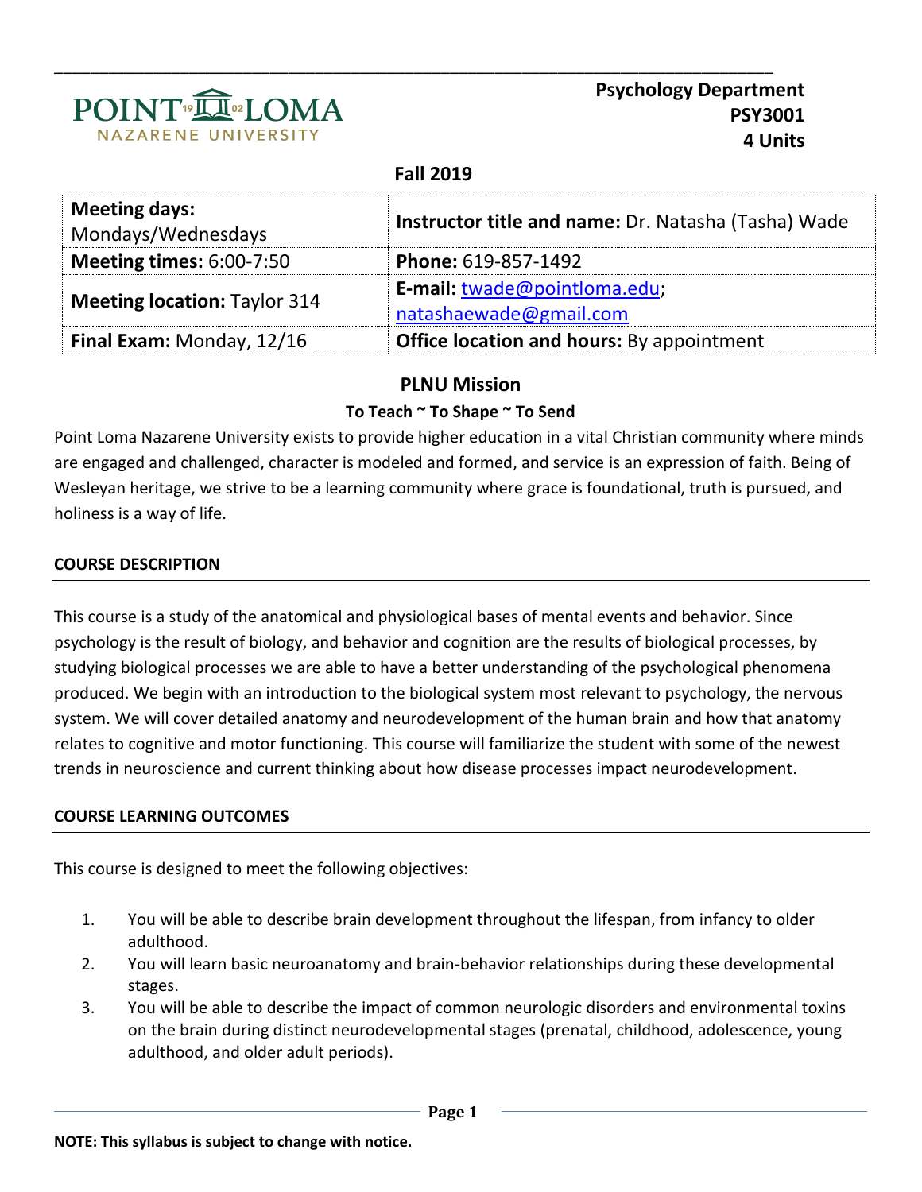**Psychology Department**
**PSY3001**
**4 Units**

**Fall 2019**

| **Meeting days:** Mondays/Wednesdays | **Instructor title and name:** Dr. Natasha (Tasha) Wade |
|---|---|
| **Meeting times:** 6:00-7:50 | **Phone:** 619-857-1492 |
| **Meeting location:** Taylor 314 | **E-mail:** twade@pointloma.edu; natashaewade@gmail.com |
| **Final Exam:** Monday, 12/16 | **Office location and hours:** By appointment |

## PLNU Mission

**To Teach ~ To Shape ~ To Send**

Point Loma Nazarene University exists to provide higher education in a vital Christian community where minds are engaged and challenged, character is modeled and formed, and service is an expression of faith. Being of Wesleyan heritage, we strive to be a learning community where grace is foundational, truth is pursued, and holiness is a way of life.

### COURSE DESCRIPTION

This course is a study of the anatomical and physiological bases of mental events and behavior. Since psychology is the result of biology, and behavior and cognition are the results of biological processes, by studying biological processes we are able to have a better understanding of the psychological phenomena produced. We begin with an introduction to the biological system most relevant to psychology, the nervous system. We will cover detailed anatomy and neurodevelopment of the human brain and how that anatomy relates to cognitive and motor functioning. This course will familiarize the student with some of the newest trends in neuroscience and current thinking about how disease processes impact neurodevelopment.

### COURSE LEARNING OUTCOMES

This course is designed to meet the following objectives:

1. You will be able to describe brain development throughout the lifespan, from infancy to older adulthood.
2. You will learn basic neuroanatomy and brain-behavior relationships during these developmental stages.
3. You will be able to describe the impact of common neurologic disorders and environmental toxins on the brain during distinct neurodevelopmental stages (prenatal, childhood, adolescence, young adulthood, and older adult periods).

**NOTE: This syllabus is subject to change with notice.**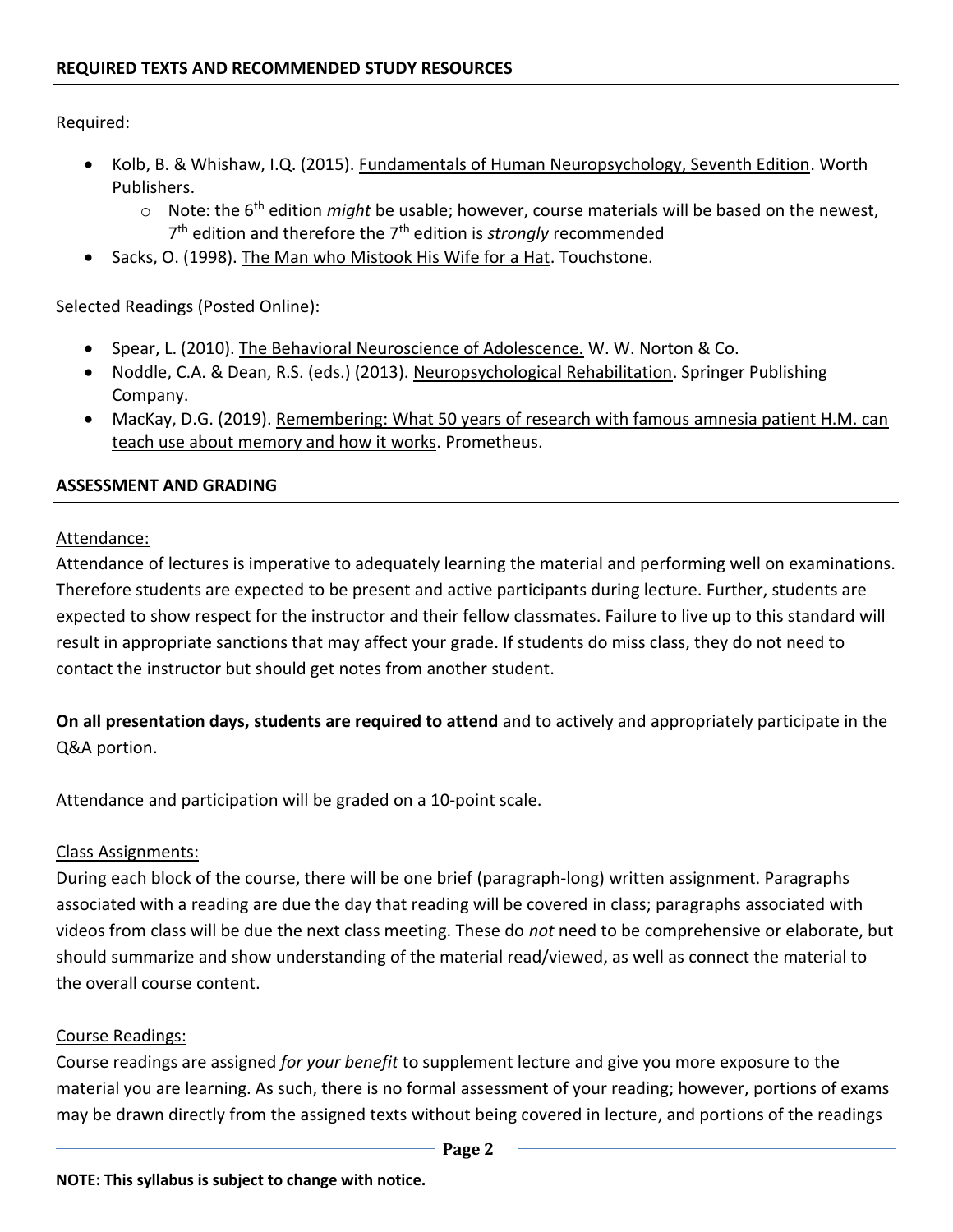## REQUIRED TEXTS AND RECOMMENDED STUDY RESOURCES

Required:

- Kolb, B. & Whishaw, I.Q. (2015). Fundamentals of Human Neuropsychology, Seventh Edition. Worth Publishers.
  - Note: the 6th edition *might* be usable; however, course materials will be based on the newest, 7th edition and therefore the 7th edition is *strongly* recommended
- Sacks, O. (1998). The Man who Mistook His Wife for a Hat. Touchstone.

Selected Readings (Posted Online):

- Spear, L. (2010). The Behavioral Neuroscience of Adolescence. W. W. Norton & Co.
- Noddle, C.A. & Dean, R.S. (eds.) (2013). Neuropsychological Rehabilitation. Springer Publishing Company.
- MacKay, D.G. (2019). Remembering: What 50 years of research with famous amnesia patient H.M. can teach use about memory and how it works. Prometheus.

## ASSESSMENT AND GRADING

Attendance:

Attendance of lectures is imperative to adequately learning the material and performing well on examinations. Therefore students are expected to be present and active participants during lecture. Further, students are expected to show respect for the instructor and their fellow classmates. Failure to live up to this standard will result in appropriate sanctions that may affect your grade. If students do miss class, they do not need to contact the instructor but should get notes from another student.

**On all presentation days, students are required to attend** and to actively and appropriately participate in the Q&A portion.

Attendance and participation will be graded on a 10-point scale.

Class Assignments:

During each block of the course, there will be one brief (paragraph-long) written assignment. Paragraphs associated with a reading are due the day that reading will be covered in class; paragraphs associated with videos from class will be due the next class meeting. These do *not* need to be comprehensive or elaborate, but should summarize and show understanding of the material read/viewed, as well as connect the material to the overall course content.

Course Readings:

Course readings are assigned *for your benefit* to supplement lecture and give you more exposure to the material you are learning. As such, there is no formal assessment of your reading; however, portions of exams may be drawn directly from the assigned texts without being covered in lecture, and portions of the readings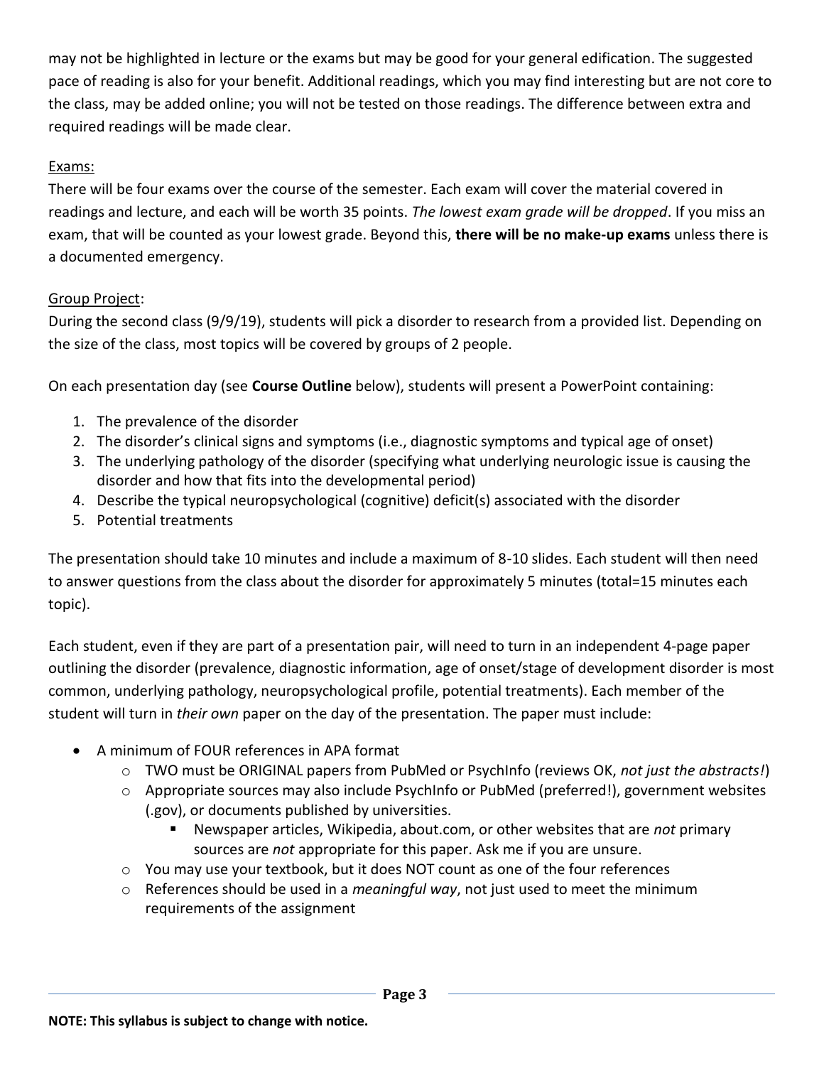may not be highlighted in lecture or the exams but may be good for your general edification. The suggested pace of reading is also for your benefit. Additional readings, which you may find interesting but are not core to the class, may be added online; you will not be tested on those readings. The difference between extra and required readings will be made clear.

Exams:

There will be four exams over the course of the semester. Each exam will cover the material covered in readings and lecture, and each will be worth 35 points. *The lowest exam grade will be dropped*. If you miss an exam, that will be counted as your lowest grade. Beyond this, **there will be no make-up exams** unless there is a documented emergency.

Group Project:

During the second class (9/9/19), students will pick a disorder to research from a provided list. Depending on the size of the class, most topics will be covered by groups of 2 people.

On each presentation day (see **Course Outline** below), students will present a PowerPoint containing:

1. The prevalence of the disorder
2. The disorder's clinical signs and symptoms (i.e., diagnostic symptoms and typical age of onset)
3. The underlying pathology of the disorder (specifying what underlying neurologic issue is causing the disorder and how that fits into the developmental period)
4. Describe the typical neuropsychological (cognitive) deficit(s) associated with the disorder
5. Potential treatments

The presentation should take 10 minutes and include a maximum of 8-10 slides. Each student will then need to answer questions from the class about the disorder for approximately 5 minutes (total=15 minutes each topic).

Each student, even if they are part of a presentation pair, will need to turn in an independent 4-page paper outlining the disorder (prevalence, diagnostic information, age of onset/stage of development disorder is most common, underlying pathology, neuropsychological profile, potential treatments). Each member of the student will turn in *their own* paper on the day of the presentation. The paper must include:

- A minimum of FOUR references in APA format
  - TWO must be ORIGINAL papers from PubMed or PsychInfo (reviews OK, *not just the abstracts!*)
  - Appropriate sources may also include PsychInfo or PubMed (preferred!), government websites (.gov), or documents published by universities.
    - Newspaper articles, Wikipedia, about.com, or other websites that are *not* primary sources are *not* appropriate for this paper. Ask me if you are unsure.
  - You may use your textbook, but it does NOT count as one of the four references
  - References should be used in a *meaningful way*, not just used to meet the minimum requirements of the assignment

**NOTE: This syllabus is subject to change with notice.**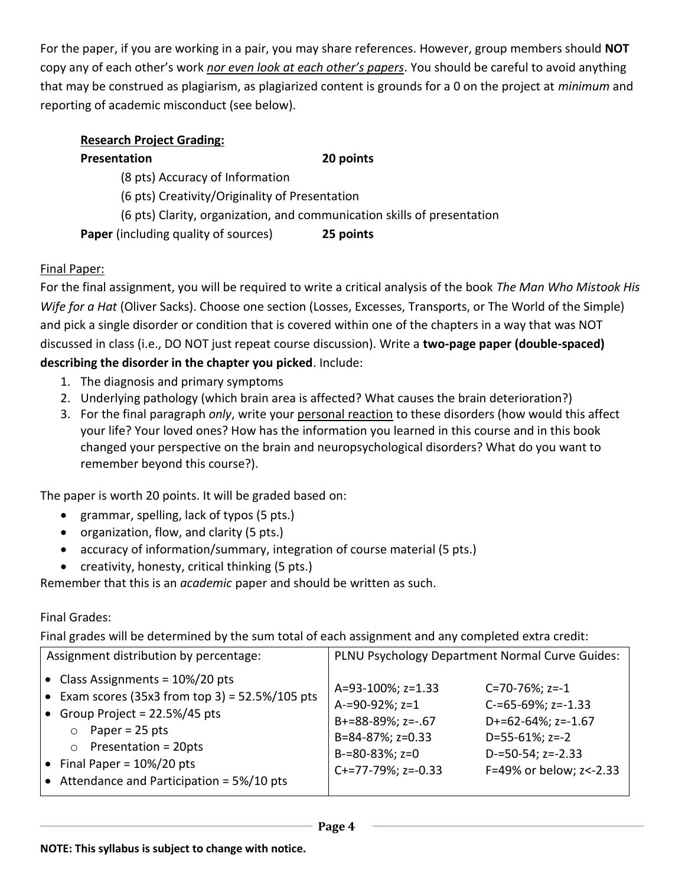For the paper, if you are working in a pair, you may share references. However, group members should **NOT** copy any of each other's work ***nor even look at each other's papers***. You should be careful to avoid anything that may be construed as plagiarism, as plagiarized content is grounds for a 0 on the project at *minimum* and reporting of academic misconduct (see below).

**Research Project Grading:**

**Presentation** **20 points**

- (8 pts) Accuracy of Information
- (6 pts) Creativity/Originality of Presentation
- (6 pts) Clarity, organization, and communication skills of presentation

**Paper** (including quality of sources) **25 points**

Final Paper:

For the final assignment, you will be required to write a critical analysis of the book *The Man Who Mistook His Wife for a Hat* (Oliver Sacks). Choose one section (Losses, Excesses, Transports, or The World of the Simple) and pick a single disorder or condition that is covered within one of the chapters in a way that was NOT discussed in class (i.e., DO NOT just repeat course discussion). Write a **two-page paper (double-spaced) describing the disorder in the chapter you picked**. Include:

1. The diagnosis and primary symptoms
2. Underlying pathology (which brain area is affected? What causes the brain deterioration?)
3. For the final paragraph *only*, write your personal reaction to these disorders (how would this affect your life? Your loved ones? How has the information you learned in this course and in this book changed your perspective on the brain and neuropsychological disorders? What do you want to remember beyond this course?).

The paper is worth 20 points. It will be graded based on:

- grammar, spelling, lack of typos (5 pts.)
- organization, flow, and clarity (5 pts.)
- accuracy of information/summary, integration of course material (5 pts.)
- creativity, honesty, critical thinking (5 pts.)

Remember that this is an *academic* paper and should be written as such.

Final Grades:

Final grades will be determined by the sum total of each assignment and any completed extra credit:

| Assignment distribution by percentage: | PLNU Psychology Department Normal Curve Guides: | |
|---|---|---|
| • Class Assignments = 10%/20 pts<br>• Exam scores (35x3 from top 3) = 52.5%/105 pts<br>• Group Project = 22.5%/45 pts<br>  ○ Paper = 25 pts<br>  ○ Presentation = 20pts<br>• Final Paper = 10%/20 pts<br>• Attendance and Participation = 5%/10 pts | A=93-100%; z=1.33<br>A-=90-92%; z=1<br>B+=88-89%; z=-.67<br>B=84-87%; z=0.33<br>B-=80-83%; z=0<br>C+=77-79%; z=-0.33 | C=70-76%; z=-1<br>C-=65-69%; z=-1.33<br>D+=62-64%; z=-1.67<br>D=55-61%; z=-2<br>D-=50-54; z=-2.33<br>F=49% or below; z<-2.33 |

**NOTE: This syllabus is subject to change with notice.**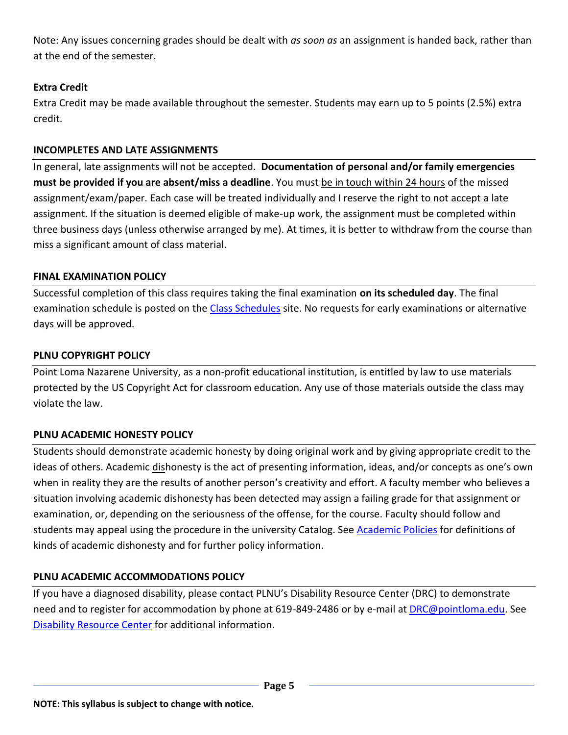Note: Any issues concerning grades should be dealt with *as soon as* an assignment is handed back, rather than at the end of the semester.

**Extra Credit**

Extra Credit may be made available throughout the semester. Students may earn up to 5 points (2.5%) extra credit.

**INCOMPLETES AND LATE ASSIGNMENTS**

In general, late assignments will not be accepted. **Documentation of personal and/or family emergencies must be provided if you are absent/miss a deadline**. You must be in touch within 24 hours of the missed assignment/exam/paper. Each case will be treated individually and I reserve the right to not accept a late assignment. If the situation is deemed eligible of make-up work, the assignment must be completed within three business days (unless otherwise arranged by me). At times, it is better to withdraw from the course than miss a significant amount of class material.

**FINAL EXAMINATION POLICY**

Successful completion of this class requires taking the final examination **on its scheduled day**. The final examination schedule is posted on the [Class Schedules] site. No requests for early examinations or alternative days will be approved.

**PLNU COPYRIGHT POLICY**

Point Loma Nazarene University, as a non-profit educational institution, is entitled by law to use materials protected by the US Copyright Act for classroom education. Any use of those materials outside the class may violate the law.

**PLNU ACADEMIC HONESTY POLICY**

Students should demonstrate academic honesty by doing original work and by giving appropriate credit to the ideas of others. Academic dishonesty is the act of presenting information, ideas, and/or concepts as one's own when in reality they are the results of another person's creativity and effort. A faculty member who believes a situation involving academic dishonesty has been detected may assign a failing grade for that assignment or examination, or, depending on the seriousness of the offense, for the course. Faculty should follow and students may appeal using the procedure in the university Catalog. See [Academic Policies] for definitions of kinds of academic dishonesty and for further policy information.

**PLNU ACADEMIC ACCOMMODATIONS POLICY**

If you have a diagnosed disability, please contact PLNU's Disability Resource Center (DRC) to demonstrate need and to register for accommodation by phone at 619-849-2486 or by e-mail at DRC@pointloma.edu. See [Disability Resource Center] for additional information.

**NOTE: This syllabus is subject to change with notice.**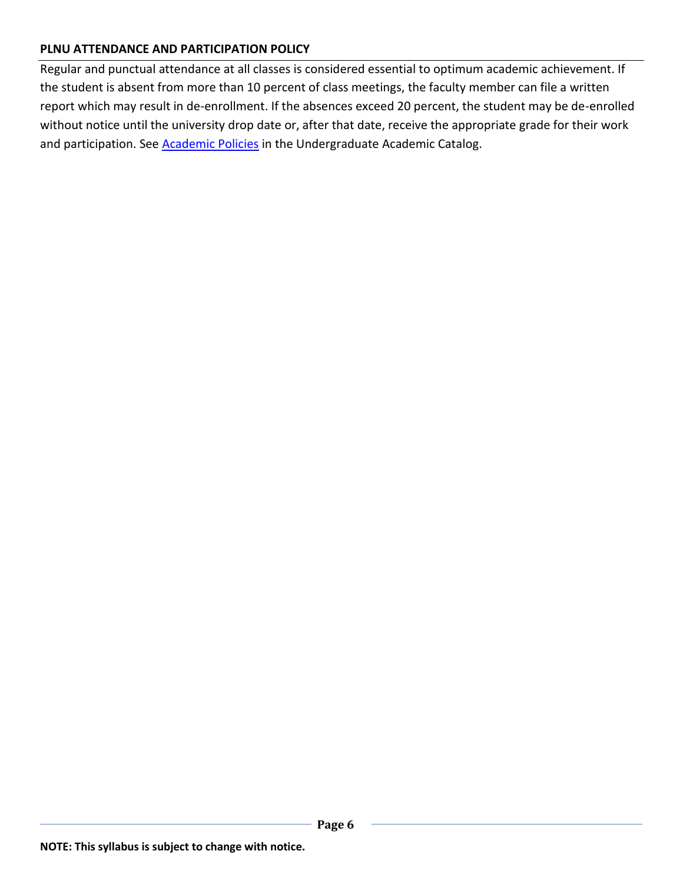**PLNU ATTENDANCE AND PARTICIPATION POLICY**

Regular and punctual attendance at all classes is considered essential to optimum academic achievement. If the student is absent from more than 10 percent of class meetings, the faculty member can file a written report which may result in de-enrollment. If the absences exceed 20 percent, the student may be de-enrolled without notice until the university drop date or, after that date, receive the appropriate grade for their work and participation. See Academic Policies in the Undergraduate Academic Catalog.

**NOTE: This syllabus is subject to change with notice.**